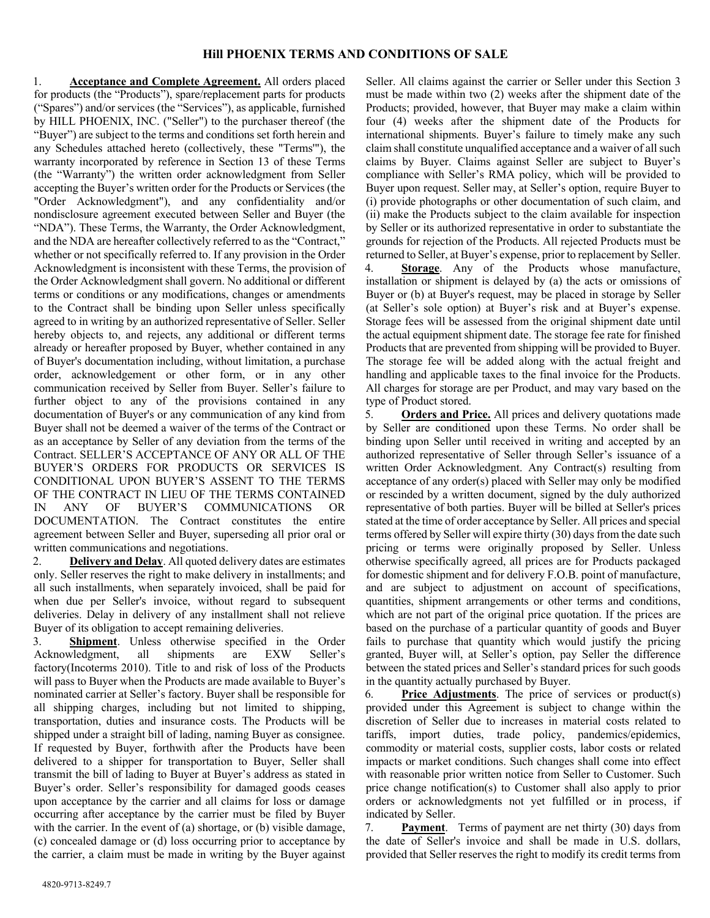# Hill PHOENIX TERMS AND CONDITIONS OF SALE

1. **Acceptance and Complete Agreement.** All orders placed for products (the "Products"), spare/replacement parts for products ("Spares") and/or services (the "Services"), as applicable, furnished by HILL PHOENIX, INC. ("Seller") to the purchaser thereof (the "Buyer") are subject to the terms and conditions set forth herein and any Schedules attached hereto (collectively, these "Terms"'), the warranty incorporated by reference in Section 13 of these Terms (the "Warranty") the written order acknowledgment from Seller accepting the Buyer's written order for the Products or Services (the "Order Acknowledgment"), and any confidentiality and/or nondisclosure agreement executed between Seller and Buyer (the "NDA"). These Terms, the Warranty, the Order Acknowledgment, and the NDA are hereafter collectively referred to as the "Contract," whether or not specifically referred to. If any provision in the Order Acknowledgment is inconsistent with these Terms, the provision of the Order Acknowledgment shall govern. No additional or different terms or conditions or any modifications, changes or amendments to the Contract shall be binding upon Seller unless specifically agreed to in writing by an authorized representative of Seller. Seller hereby objects to, and rejects, any additional or different terms already or hereafter proposed by Buyer, whether contained in any of Buyer's documentation including, without limitation, a purchase order, acknowledgement or other form, or in any other communication received by Seller from Buyer. Seller's failure to further object to any of the provisions contained in any documentation of Buyer's or any communication of any kind from Buyer shall not be deemed a waiver of the terms of the Contract or as an acceptance by Seller of any deviation from the terms of the Contract. SELLER'S ACCEPTANCE OF ANY OR ALL OF THE BUYER'S ORDERS FOR PRODUCTS OR SERVICES IS CONDITIONAL UPON BUYER'S ASSENT TO THE TERMS OF THE CONTRACT IN LIEU OF THE TERMS CONTAINED IN ANY OF BUYER'S COMMUNICATIONS OR DOCUMENTATION. The Contract constitutes the entire agreement between Seller and Buyer, superseding all prior oral or written communications and negotiations.

2. **Delivery and Delay**. All quoted delivery dates are estimates only. Seller reserves the right to make delivery in installments; and all such installments, when separately invoiced, shall be paid for when due per Seller's invoice, without regard to subsequent deliveries. Delay in delivery of any installment shall not relieve Buyer of its obligation to accept remaining deliveries.

3. **Shipment**. Unless otherwise specified in the Order Acknowledgment, all shipments are EXW Seller's factory(Incoterms 2010). Title to and risk of loss of the Products will pass to Buyer when the Products are made available to Buyer's nominated carrier at Seller's factory. Buyer shall be responsible for all shipping charges, including but not limited to shipping, transportation, duties and insurance costs. The Products will be shipped under a straight bill of lading, naming Buyer as consignee. If requested by Buyer, forthwith after the Products have been delivered to a shipper for transportation to Buyer, Seller shall transmit the bill of lading to Buyer at Buyer's address as stated in Buyer's order. Seller's responsibility for damaged goods ceases upon acceptance by the carrier and all claims for loss or damage occurring after acceptance by the carrier must be filed by Buyer with the carrier. In the event of (a) shortage, or (b) visible damage, (c) concealed damage or (d) loss occurring prior to acceptance by the carrier, a claim must be made in writing by the Buyer against Seller. All claims against the carrier or Seller under this Section 3 must be made within two (2) weeks after the shipment date of the Products; provided, however, that Buyer may make a claim within four (4) weeks after the shipment date of the Products for international shipments. Buyer's failure to timely make any such claim shall constitute unqualified acceptance and a waiver of all such claims by Buyer. Claims against Seller are subject to Buyer's compliance with Seller's RMA policy, which will be provided to Buyer upon request. Seller may, at Seller's option, require Buyer to (i) provide photographs or other documentation of such claim, and (ii) make the Products subject to the claim available for inspection by Seller or its authorized representative in order to substantiate the grounds for rejection of the Products. All rejected Products must be returned to Seller, at Buyer's expense, prior to replacement by Seller.

4. **Storage**. Any of the Products whose manufacture, installation or shipment is delayed by (a) the acts or omissions of Buyer or (b) at Buyer's request, may be placed in storage by Seller (at Seller's sole option) at Buyer's risk and at Buyer's expense. Storage fees will be assessed from the original shipment date until the actual equipment shipment date. The storage fee rate for finished Products that are prevented from shipping will be provided to Buyer. The storage fee will be added along with the actual freight and handling and applicable taxes to the final invoice for the Products. All charges for storage are per Product, and may vary based on the type of Product stored.

5. **Orders and Price.** All prices and delivery quotations made by Seller are conditioned upon these Terms. No order shall be binding upon Seller until received in writing and accepted by an authorized representative of Seller through Seller's issuance of a written Order Acknowledgment. Any Contract(s) resulting from acceptance of any order(s) placed with Seller may only be modified or rescinded by a written document, signed by the duly authorized representative of both parties. Buyer will be billed at Seller's prices stated at the time of order acceptance by Seller. All prices and special terms offered by Seller will expire thirty (30) days from the date such pricing or terms were originally proposed by Seller. Unless otherwise specifically agreed, all prices are for Products packaged for domestic shipment and for delivery F.O.B. point of manufacture, and are subject to adjustment on account of specifications, quantities, shipment arrangements or other terms and conditions, which are not part of the original price quotation. If the prices are based on the purchase of a particular quantity of goods and Buyer fails to purchase that quantity which would justify the pricing granted, Buyer will, at Seller's option, pay Seller the difference between the stated prices and Seller's standard prices for such goods in the quantity actually purchased by Buyer.

6. **Price Adjustments**. The price of services or product(s) provided under this Agreement is subject to change within the discretion of Seller due to increases in material costs related to tariffs, import duties, trade policy, pandemics/epidemics, commodity or material costs, supplier costs, labor costs or related impacts or market conditions. Such changes shall come into effect with reasonable prior written notice from Seller to Customer. Such price change notification(s) to Customer shall also apply to prior orders or acknowledgments not yet fulfilled or in process, if indicated by Seller.

7. **Payment**. Terms of payment are net thirty (30) days from the date of Seller's invoice and shall be made in U.S. dollars, provided that Seller reserves the right to modify its credit terms from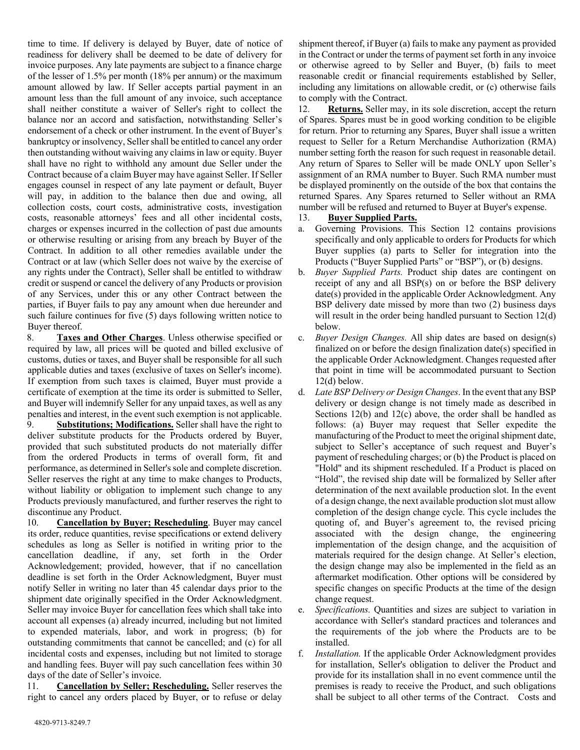time to time. If delivery is delayed by Buyer, date of notice of readiness for delivery shall be deemed to be date of delivery for invoice purposes. Any late payments are subject to a finance charge of the lesser of 1.5% per month (18% per annum) or the maximum amount allowed by law. If Seller accepts partial payment in an amount less than the full amount of any invoice, such acceptance shall neither constitute a waiver of Seller's right to collect the balance nor an accord and satisfaction, notwithstanding Seller's endorsement of a check or other instrument. In the event of Buyer's bankruptcy or insolvency, Seller shall be entitled to cancel any order then outstanding without waiving any claims in law or equity. Buyer shall have no right to withhold any amount due Seller under the Contract because of a claim Buyer may have against Seller. If Seller engages counsel in respect of any late payment or default, Buyer will pay, in addition to the balance then due and owing, all collection costs, court costs, administrative costs, investigation costs, reasonable attorneys' fees and all other incidental costs, charges or expenses incurred in the collection of past due amounts or otherwise resulting or arising from any breach by Buyer of the Contract. In addition to all other remedies available under the Contract or at law (which Seller does not waive by the exercise of any rights under the Contract), Seller shall be entitled to withdraw credit or suspend or cancel the delivery of any Products or provision of any Services, under this or any other Contract between the parties, if Buyer fails to pay any amount when due hereunder and such failure continues for five (5) days following written notice to Buyer thereof.

8. **Taxes and Other Charges**. Unless otherwise specified or required by law, all prices will be quoted and billed exclusive of customs, duties or taxes, and Buyer shall be responsible for all such applicable duties and taxes (exclusive of taxes on Seller's income). If exemption from such taxes is claimed, Buyer must provide a certificate of exemption at the time its order is submitted to Seller, and Buyer will indemnify Seller for any unpaid taxes, as well as any penalties and interest, in the event such exemption is not applicable.

9. **Substitutions; Modifications.** Seller shall have the right to deliver substitute products for the Products ordered by Buyer, provided that such substituted products do not materially differ from the ordered Products in terms of overall form, fit and performance, as determined in Seller's sole and complete discretion. Seller reserves the right at any time to make changes to Products, without liability or obligation to implement such change to any Products previously manufactured, and further reserves the right to discontinue any Product.

10. **Cancellation by Buyer; Rescheduling**. Buyer may cancel its order, reduce quantities, revise specifications or extend delivery schedules as long as Seller is notified in writing prior to the cancellation deadline, if any, set forth in the Order Acknowledgement; provided, however, that if no cancellation deadline is set forth in the Order Acknowledgment, Buyer must notify Seller in writing no later than 45 calendar days prior to the shipment date originally specified in the Order Acknowledgment. Seller may invoice Buyer for cancellation fees which shall take into account all expenses (a) already incurred, including but not limited to expended materials, labor, and work in progress; (b) for outstanding commitments that cannot be cancelled; and (c) for all incidental costs and expenses, including but not limited to storage and handling fees. Buyer will pay such cancellation fees within 30 days of the date of Seller's invoice.

11. **Cancellation by Seller; Rescheduling.** Seller reserves the right to cancel any orders placed by Buyer, or to refuse or delay shipment thereof, if Buyer (a) fails to make any payment as provided in the Contract or under the terms of payment set forth in any invoice or otherwise agreed to by Seller and Buyer, (b) fails to meet reasonable credit or financial requirements established by Seller, including any limitations on allowable credit, or (c) otherwise fails to comply with the Contract.

12. **Returns.** Seller may, in its sole discretion, accept the return of Spares. Spares must be in good working condition to be eligible for return. Prior to returning any Spares, Buyer shall issue a written request to Seller for a Return Merchandise Authorization (RMA) number setting forth the reason for such request in reasonable detail. Any return of Spares to Seller will be made ONLY upon Seller's assignment of an RMA number to Buyer. Such RMA number must be displayed prominently on the outside of the box that contains the returned Spares. Any Spares returned to Seller without an RMA number will be refused and returned to Buyer at Buyer's expense.

13. **Buyer Supplied Parts.**

a. Governing Provisions. This Section 12 contains provisions specifically and only applicable to orders for Products for which Buyer supplies (a) parts to Seller for integration into the Products ("Buyer Supplied Parts" or "BSP"), or (b) designs.

b. *Buyer Supplied Parts.* Product ship dates are contingent on receipt of any and all BSP(s) on or before the BSP delivery date(s) provided in the applicable Order Acknowledgment. Any BSP delivery date missed by more than two (2) business days will result in the order being handled pursuant to Section 12(d) below.

c. *Buyer Design Changes.* All ship dates are based on design(s) finalized on or before the design finalization date(s) specified in the applicable Order Acknowledgment. Changes requested after that point in time will be accommodated pursuant to Section 12(d) below.

d. *Late BSP Delivery or Design Changes*. In the event that any BSP delivery or design change is not timely made as described in Sections 12(b) and 12(c) above, the order shall be handled as follows: (a) Buyer may request that Seller expedite the manufacturing of the Product to meet the original shipment date, subject to Seller's acceptance of such request and Buyer's payment of rescheduling charges; or (b) the Product is placed on "Hold" and its shipment rescheduled. If a Product is placed on "Hold", the revised ship date will be formalized by Seller after determination of the next available production slot. In the event of a design change, the next available production slot must allow completion of the design change cycle. This cycle includes the quoting of, and Buyer's agreement to, the revised pricing associated with the design change, the engineering implementation of the design change, and the acquisition of materials required for the design change. At Seller's election, the design change may also be implemented in the field as an aftermarket modification. Other options will be considered by specific changes on specific Products at the time of the design change request.

e. *Specifications.* Quantities and sizes are subject to variation in accordance with Seller's standard practices and tolerances and the requirements of the job where the Products are to be installed.

f. *Installation.* If the applicable Order Acknowledgment provides for installation, Seller's obligation to deliver the Product and provide for its installation shall in no event commence until the premises is ready to receive the Product, and such obligations shall be subject to all other terms of the Contract. Costs and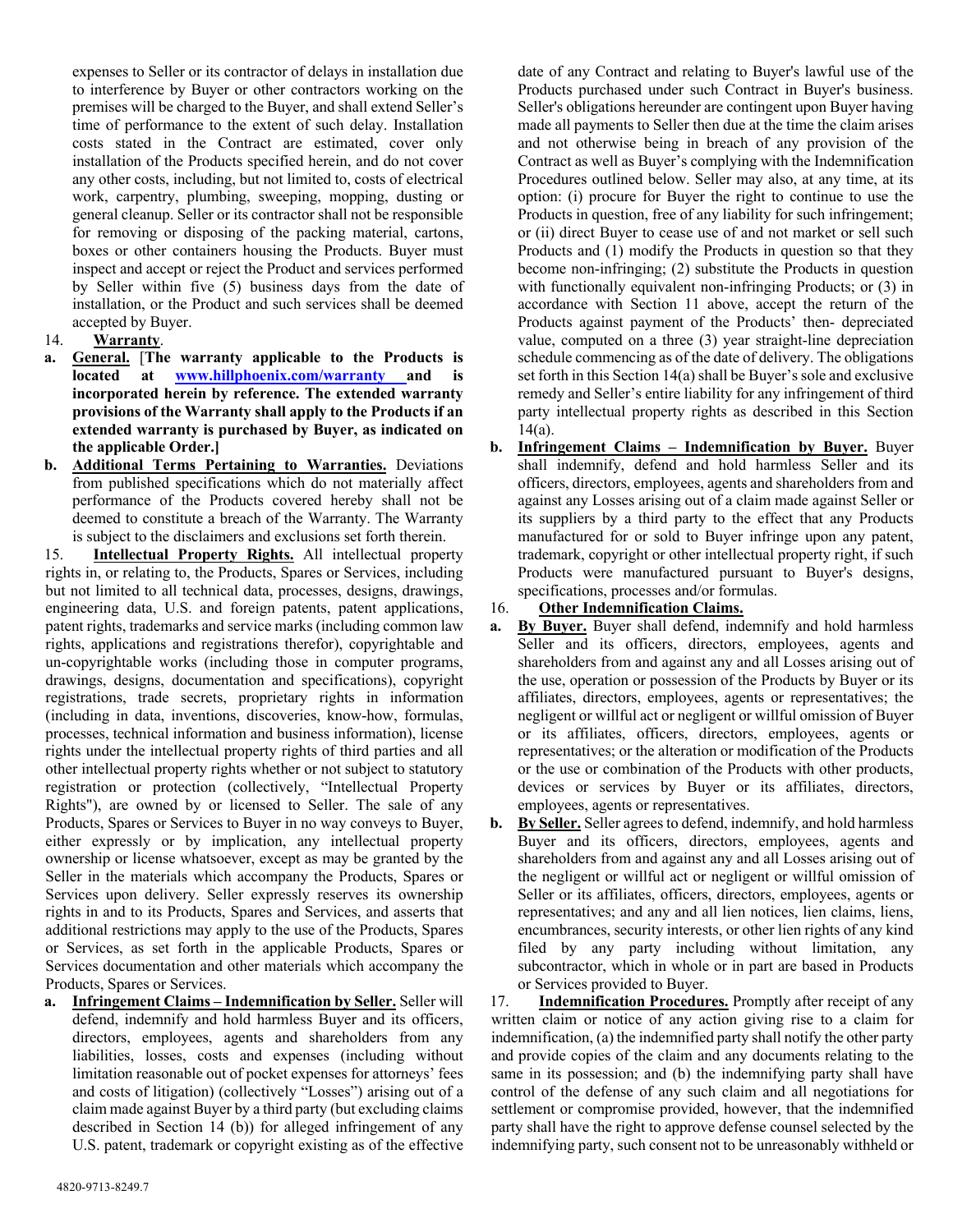expenses to Seller or its contractor of delays in installation due to interference by Buyer or other contractors working on the premises will be charged to the Buyer, and shall extend Seller's time of performance to the extent of such delay. Installation costs stated in the Contract are estimated, cover only installation of the Products specified herein, and do not cover any other costs, including, but not limited to, costs of electrical work, carpentry, plumbing, sweeping, mopping, dusting or general cleanup. Seller or its contractor shall not be responsible for removing or disposing of the packing material, cartons, boxes or other containers housing the Products. Buyer must inspect and accept or reject the Product and services performed by Seller within five (5) business days from the date of installation, or the Product and such services shall be deemed accepted by Buyer.

14. **Warranty**.

**a. General.** [**The warranty applicable to the Products is located at www.hillphoenix.com/warranty and is incorporated herein by reference. The extended warranty provisions of the Warranty shall apply to the Products if an extended warranty is purchased by Buyer, as indicated on the applicable Order.]**

**b. Additional Terms Pertaining to Warranties.** Deviations from published specifications which do not materially affect performance of the Products covered hereby shall not be deemed to constitute a breach of the Warranty. The Warranty is subject to the disclaimers and exclusions set forth therein.

15. **Intellectual Property Rights.** All intellectual property rights in, or relating to, the Products, Spares or Services, including but not limited to all technical data, processes, designs, drawings, engineering data, U.S. and foreign patents, patent applications, patent rights, trademarks and service marks (including common law rights, applications and registrations therefor), copyrightable and un-copyrightable works (including those in computer programs, drawings, designs, documentation and specifications), copyright registrations, trade secrets, proprietary rights in information (including in data, inventions, discoveries, know-how, formulas, processes, technical information and business information), license rights under the intellectual property rights of third parties and all other intellectual property rights whether or not subject to statutory registration or protection (collectively, "Intellectual Property Rights"), are owned by or licensed to Seller. The sale of any Products, Spares or Services to Buyer in no way conveys to Buyer, either expressly or by implication, any intellectual property ownership or license whatsoever, except as may be granted by the Seller in the materials which accompany the Products, Spares or Services upon delivery. Seller expressly reserves its ownership rights in and to its Products, Spares and Services, and asserts that additional restrictions may apply to the use of the Products, Spares or Services, as set forth in the applicable Products, Spares or Services documentation and other materials which accompany the Products, Spares or Services.

**a. Infringement Claims – Indemnification by Seller.** Seller will defend, indemnify and hold harmless Buyer and its officers, directors, employees, agents and shareholders from any liabilities, losses, costs and expenses (including without limitation reasonable out of pocket expenses for attorneys' fees and costs of litigation) (collectively "Losses") arising out of a claim made against Buyer by a third party (but excluding claims described in Section 14 (b)) for alleged infringement of any U.S. patent, trademark or copyright existing as of the effective date of any Contract and relating to Buyer's lawful use of the Products purchased under such Contract in Buyer's business. Seller's obligations hereunder are contingent upon Buyer having made all payments to Seller then due at the time the claim arises and not otherwise being in breach of any provision of the Contract as well as Buyer's complying with the Indemnification Procedures outlined below. Seller may also, at any time, at its option: (i) procure for Buyer the right to continue to use the Products in question, free of any liability for such infringement; or (ii) direct Buyer to cease use of and not market or sell such Products and (1) modify the Products in question so that they become non-infringing; (2) substitute the Products in question with functionally equivalent non-infringing Products; or (3) in accordance with Section 11 above, accept the return of the Products against payment of the Products' then- depreciated value, computed on a three (3) year straight-line depreciation schedule commencing as of the date of delivery. The obligations set forth in this Section 14(a) shall be Buyer's sole and exclusive remedy and Seller's entire liability for any infringement of third party intellectual property rights as described in this Section 14(a).

**b. Infringement Claims – Indemnification by Buyer.** Buyer shall indemnify, defend and hold harmless Seller and its officers, directors, employees, agents and shareholders from and against any Losses arising out of a claim made against Seller or its suppliers by a third party to the effect that any Products manufactured for or sold to Buyer infringe upon any patent, trademark, copyright or other intellectual property right, if such Products were manufactured pursuant to Buyer's designs, specifications, processes and/or formulas.

16. **Other Indemnification Claims.**

**a. By Buyer.** Buyer shall defend, indemnify and hold harmless Seller and its officers, directors, employees, agents and shareholders from and against any and all Losses arising out of the use, operation or possession of the Products by Buyer or its affiliates, directors, employees, agents or representatives; the negligent or willful act or negligent or willful omission of Buyer or its affiliates, officers, directors, employees, agents or representatives; or the alteration or modification of the Products or the use or combination of the Products with other products, devices or services by Buyer or its affiliates, directors, employees, agents or representatives.

**b. By Seller.** Seller agrees to defend, indemnify, and hold harmless Buyer and its officers, directors, employees, agents and shareholders from and against any and all Losses arising out of the negligent or willful act or negligent or willful omission of Seller or its affiliates, officers, directors, employees, agents or representatives; and any and all lien notices, lien claims, liens, encumbrances, security interests, or other lien rights of any kind filed by any party including without limitation, any subcontractor, which in whole or in part are based in Products or Services provided to Buyer.

17. **Indemnification Procedures.** Promptly after receipt of any written claim or notice of any action giving rise to a claim for indemnification, (a) the indemnified party shall notify the other party and provide copies of the claim and any documents relating to the same in its possession; and (b) the indemnifying party shall have control of the defense of any such claim and all negotiations for settlement or compromise provided, however, that the indemnified party shall have the right to approve defense counsel selected by the indemnifying party, such consent not to be unreasonably withheld or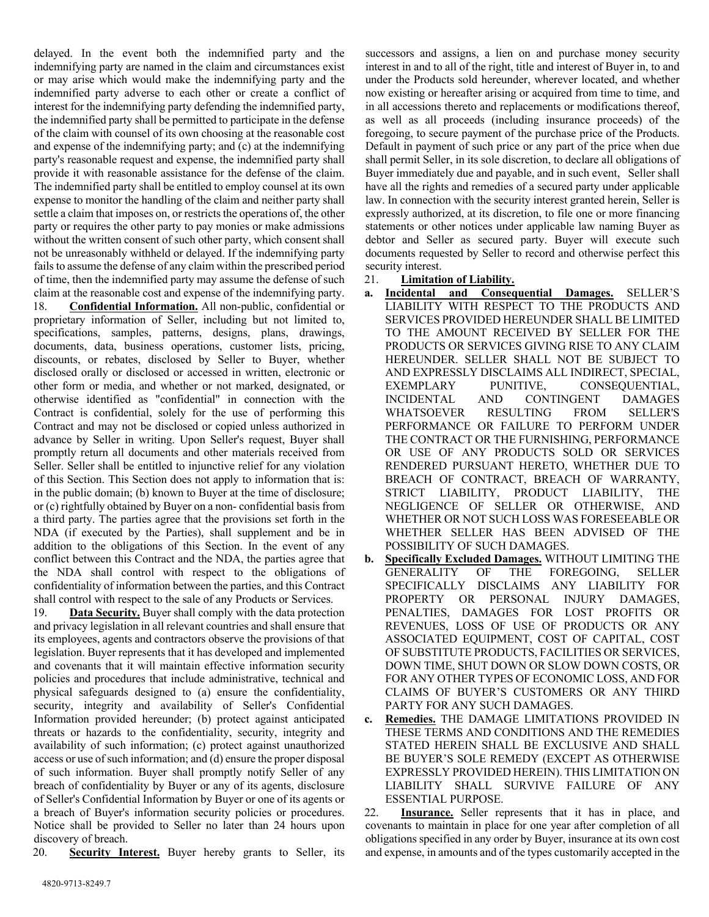delayed. In the event both the indemnified party and the indemnifying party are named in the claim and circumstances exist or may arise which would make the indemnifying party and the indemnified party adverse to each other or create a conflict of interest for the indemnifying party defending the indemnified party, the indemnified party shall be permitted to participate in the defense of the claim with counsel of its own choosing at the reasonable cost and expense of the indemnifying party; and (c) at the indemnifying party's reasonable request and expense, the indemnified party shall provide it with reasonable assistance for the defense of the claim. The indemnified party shall be entitled to employ counsel at its own expense to monitor the handling of the claim and neither party shall settle a claim that imposes on, or restricts the operations of, the other party or requires the other party to pay monies or make admissions without the written consent of such other party, which consent shall not be unreasonably withheld or delayed. If the indemnifying party fails to assume the defense of any claim within the prescribed period of time, then the indemnified party may assume the defense of such claim at the reasonable cost and expense of the indemnifying party.

18. **Confidential Information.** All non-public, confidential or proprietary information of Seller, including but not limited to, specifications, samples, patterns, designs, plans, drawings, documents, data, business operations, customer lists, pricing, discounts, or rebates, disclosed by Seller to Buyer, whether disclosed orally or disclosed or accessed in written, electronic or other form or media, and whether or not marked, designated, or otherwise identified as "confidential" in connection with the Contract is confidential, solely for the use of performing this Contract and may not be disclosed or copied unless authorized in advance by Seller in writing. Upon Seller's request, Buyer shall promptly return all documents and other materials received from Seller. Seller shall be entitled to injunctive relief for any violation of this Section. This Section does not apply to information that is: in the public domain; (b) known to Buyer at the time of disclosure; or (c) rightfully obtained by Buyer on a non- confidential basis from a third party. The parties agree that the provisions set forth in the NDA (if executed by the Parties), shall supplement and be in addition to the obligations of this Section. In the event of any conflict between this Contract and the NDA, the parties agree that the NDA shall control with respect to the obligations of confidentiality of information between the parties, and this Contract shall control with respect to the sale of any Products or Services.

19. **Data Security.** Buyer shall comply with the data protection and privacy legislation in all relevant countries and shall ensure that its employees, agents and contractors observe the provisions of that legislation. Buyer represents that it has developed and implemented and covenants that it will maintain effective information security policies and procedures that include administrative, technical and physical safeguards designed to (a) ensure the confidentiality, security, integrity and availability of Seller's Confidential Information provided hereunder; (b) protect against anticipated threats or hazards to the confidentiality, security, integrity and availability of such information; (c) protect against unauthorized access or use of such information; and (d) ensure the proper disposal of such information. Buyer shall promptly notify Seller of any breach of confidentiality by Buyer or any of its agents, disclosure of Seller's Confidential Information by Buyer or one of its agents or a breach of Buyer's information security policies or procedures. Notice shall be provided to Seller no later than 24 hours upon discovery of breach.

20. **Security Interest.** Buyer hereby grants to Seller, its successors and assigns, a lien on and purchase money security interest in and to all of the right, title and interest of Buyer in, to and under the Products sold hereunder, wherever located, and whether now existing or hereafter arising or acquired from time to time, and in all accessions thereto and replacements or modifications thereof, as well as all proceeds (including insurance proceeds) of the foregoing, to secure payment of the purchase price of the Products. Default in payment of such price or any part of the price when due shall permit Seller, in its sole discretion, to declare all obligations of Buyer immediately due and payable, and in such event, Seller shall have all the rights and remedies of a secured party under applicable law. In connection with the security interest granted herein, Seller is expressly authorized, at its discretion, to file one or more financing statements or other notices under applicable law naming Buyer as debtor and Seller as secured party. Buyer will execute such documents requested by Seller to record and otherwise perfect this security interest.

21. **Limitation of Liability.**

**a. Incidental and Consequential Damages.** SELLER'S LIABILITY WITH RESPECT TO THE PRODUCTS AND SERVICES PROVIDED HEREUNDER SHALL BE LIMITED TO THE AMOUNT RECEIVED BY SELLER FOR THE PRODUCTS OR SERVICES GIVING RISE TO ANY CLAIM HEREUNDER. SELLER SHALL NOT BE SUBJECT TO AND EXPRESSLY DISCLAIMS ALL INDIRECT, SPECIAL, EXEMPLARY PUNITIVE, CONSEQUENTIAL, INCIDENTAL AND CONTINGENT DAMAGES WHATSOEVER RESULTING FROM SELLER'S PERFORMANCE OR FAILURE TO PERFORM UNDER THE CONTRACT OR THE FURNISHING, PERFORMANCE OR USE OF ANY PRODUCTS SOLD OR SERVICES RENDERED PURSUANT HERETO, WHETHER DUE TO BREACH OF CONTRACT, BREACH OF WARRANTY, STRICT LIABILITY, PRODUCT LIABILITY, THE NEGLIGENCE OF SELLER OR OTHERWISE, AND WHETHER OR NOT SUCH LOSS WAS FORESEEABLE OR WHETHER SELLER HAS BEEN ADVISED OF THE POSSIBILITY OF SUCH DAMAGES.

**b. Specifically Excluded Damages.** WITHOUT LIMITING THE GENERALITY OF THE FOREGOING, SELLER SPECIFICALLY DISCLAIMS ANY LIABILITY FOR PROPERTY OR PERSONAL INJURY DAMAGES, PENALTIES, DAMAGES FOR LOST PROFITS OR REVENUES, LOSS OF USE OF PRODUCTS OR ANY ASSOCIATED EQUIPMENT, COST OF CAPITAL, COST OF SUBSTITUTE PRODUCTS, FACILITIES OR SERVICES, DOWN TIME, SHUT DOWN OR SLOW DOWN COSTS, OR FOR ANY OTHER TYPES OF ECONOMIC LOSS, AND FOR CLAIMS OF BUYER'S CUSTOMERS OR ANY THIRD PARTY FOR ANY SUCH DAMAGES.

**c. Remedies.** THE DAMAGE LIMITATIONS PROVIDED IN THESE TERMS AND CONDITIONS AND THE REMEDIES STATED HEREIN SHALL BE EXCLUSIVE AND SHALL BE BUYER'S SOLE REMEDY (EXCEPT AS OTHERWISE EXPRESSLY PROVIDED HEREIN). THIS LIMITATION ON LIABILITY SHALL SURVIVE FAILURE OF ANY ESSENTIAL PURPOSE.

22. **Insurance.** Seller represents that it has in place, and covenants to maintain in place for one year after completion of all obligations specified in any order by Buyer, insurance at its own cost and expense, in amounts and of the types customarily accepted in the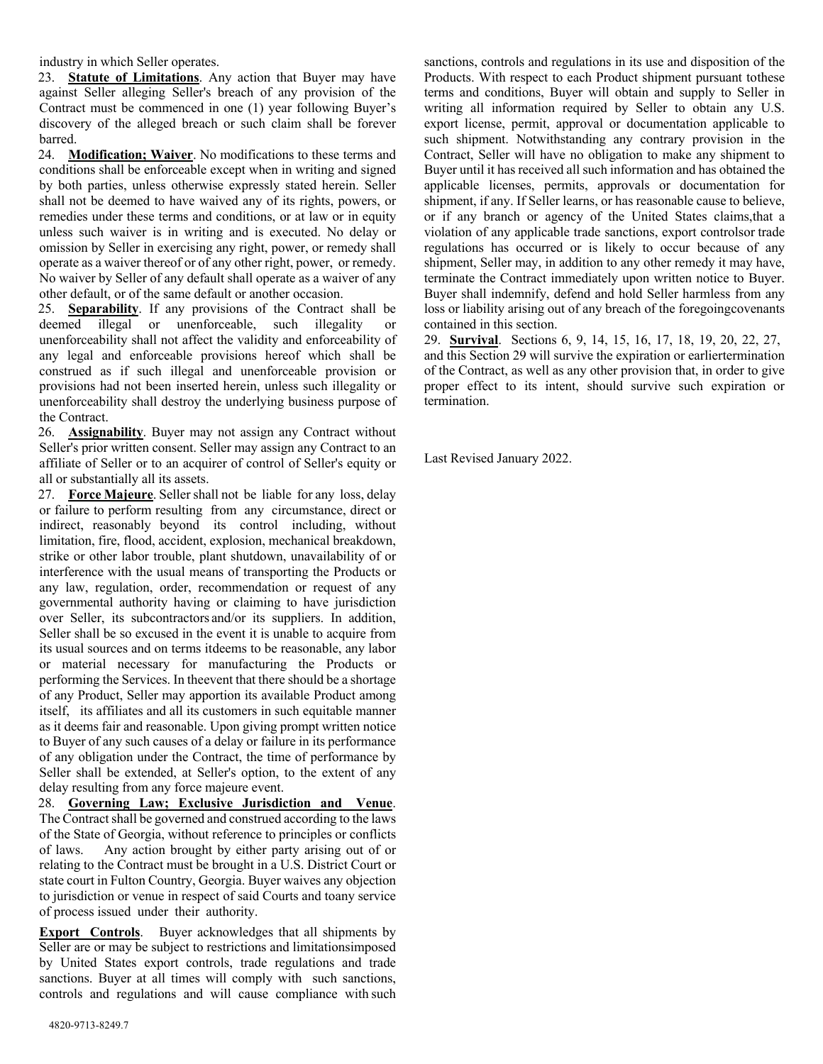industry in which Seller operates.

23. **Statute of Limitations**. Any action that Buyer may have against Seller alleging Seller's breach of any provision of the Contract must be commenced in one (1) year following Buyer's discovery of the alleged breach or such claim shall be forever barred.

24. **Modification; Waiver**. No modifications to these terms and conditions shall be enforceable except when in writing and signed by both parties, unless otherwise expressly stated herein. Seller shall not be deemed to have waived any of its rights, powers, or remedies under these terms and conditions, or at law or in equity unless such waiver is in writing and is executed. No delay or omission by Seller in exercising any right, power, or remedy shall operate as a waiver thereof or of any other right, power, or remedy. No waiver by Seller of any default shall operate as a waiver of any other default, or of the same default or another occasion.

25. **Separability**. If any provisions of the Contract shall be deemed illegal or unenforceable, such illegality or unenforceability shall not affect the validity and enforceability of any legal and enforceable provisions hereof which shall be construed as if such illegal and unenforceable provision or provisions had not been inserted herein, unless such illegality or unenforceability shall destroy the underlying business purpose of the Contract.

26. **Assignability**. Buyer may not assign any Contract without Seller's prior written consent. Seller may assign any Contract to an affiliate of Seller or to an acquirer of control of Seller's equity or all or substantially all its assets.

27. **Force Majeure**. Seller shall not be liable for any loss, delay or failure to perform resulting from any circumstance, direct or indirect, reasonably beyond its control including, without limitation, fire, flood, accident, explosion, mechanical breakdown, strike or other labor trouble, plant shutdown, unavailability of or interference with the usual means of transporting the Products or any law, regulation, order, recommendation or request of any governmental authority having or claiming to have jurisdiction over Seller, its subcontractors and/or its suppliers. In addition, Seller shall be so excused in the event it is unable to acquire from its usual sources and on terms itdeems to be reasonable, any labor or material necessary for manufacturing the Products or performing the Services. In theevent that there should be a shortage of any Product, Seller may apportion its available Product among itself, its affiliates and all its customers in such equitable manner as it deems fair and reasonable. Upon giving prompt written notice to Buyer of any such causes of a delay or failure in its performance of any obligation under the Contract, the time of performance by Seller shall be extended, at Seller's option, to the extent of any delay resulting from any force majeure event.

28. **Governing Law; Exclusive Jurisdiction and Venue**. The Contract shall be governed and construed according to the laws of the State of Georgia, without reference to principles or conflicts of laws. Any action brought by either party arising out of or relating to the Contract must be brought in a U.S. District Court or state court in Fulton Country, Georgia. Buyer waives any objection to jurisdiction or venue in respect of said Courts and toany service of process issued under their authority.

**Export Controls**. Buyer acknowledges that all shipments by Seller are or may be subject to restrictions and limitationsimposed by United States export controls, trade regulations and trade sanctions. Buyer at all times will comply with such sanctions, controls and regulations and will cause compliance with such sanctions, controls and regulations in its use and disposition of the Products. With respect to each Product shipment pursuant tothese terms and conditions, Buyer will obtain and supply to Seller in writing all information required by Seller to obtain any U.S. export license, permit, approval or documentation applicable to such shipment. Notwithstanding any contrary provision in the Contract, Seller will have no obligation to make any shipment to Buyer until it has received all such information and has obtained the applicable licenses, permits, approvals or documentation for shipment, if any. If Seller learns, or has reasonable cause to believe, or if any branch or agency of the United States claims,that a violation of any applicable trade sanctions, export controlsor trade regulations has occurred or is likely to occur because of any shipment, Seller may, in addition to any other remedy it may have, terminate the Contract immediately upon written notice to Buyer. Buyer shall indemnify, defend and hold Seller harmless from any loss or liability arising out of any breach of the foregoingcovenants contained in this section.

29. **Survival**. Sections 6, 9, 14, 15, 16, 17, 18, 19, 20, 22, 27, and this Section 29 will survive the expiration or earliertermination of the Contract, as well as any other provision that, in order to give proper effect to its intent, should survive such expiration or termination.

Last Revised January 2022.

4820-9713-8249.7